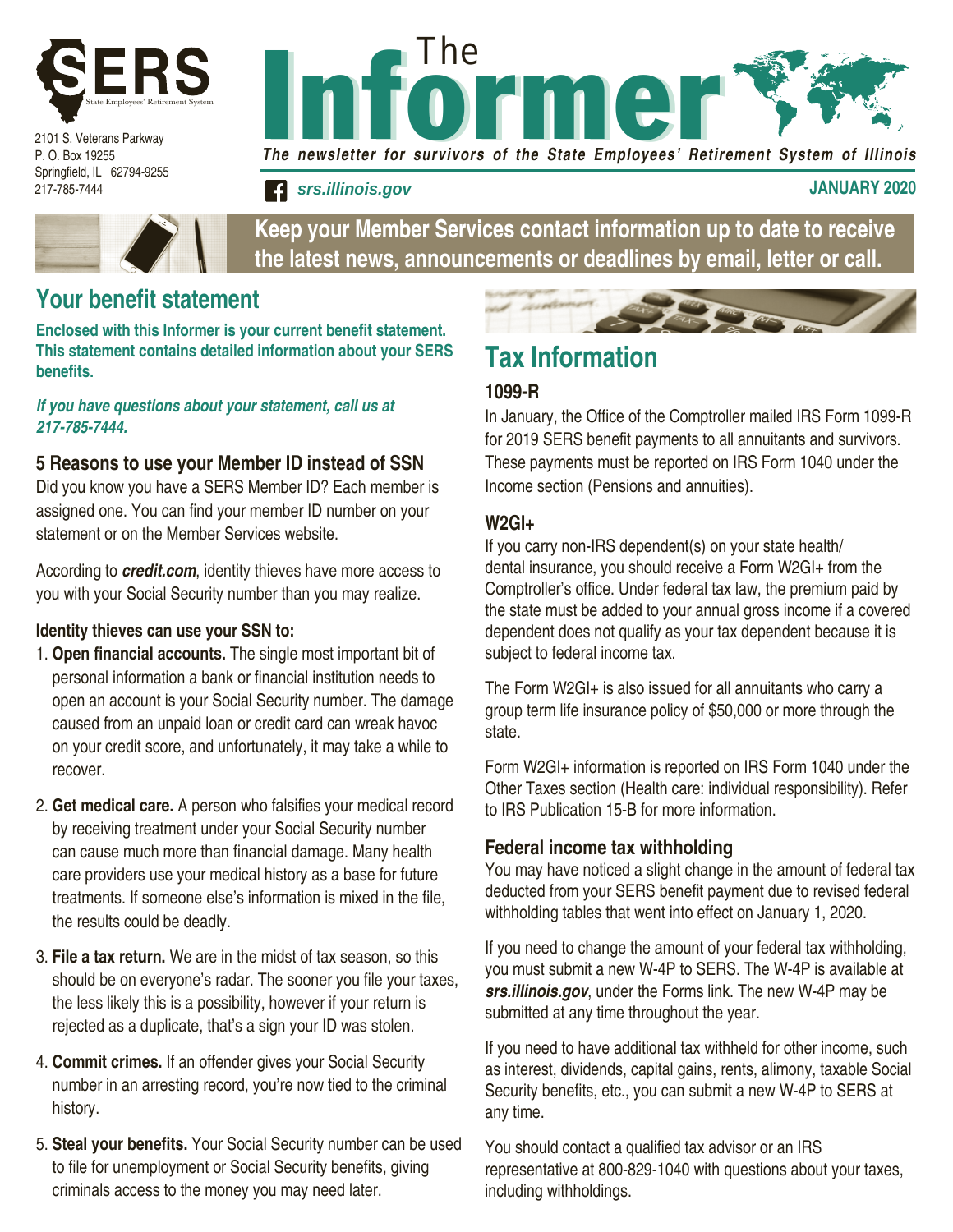2101 S. Veterans Parkway
P. O. Box 19255
Springfield, IL 62794-9255
217-785-7444

# The Informer

*The newsletter for survivors of the State Employees' Retirement System of Illinois*

***srs.illinois.gov***

**JANUARY 2020**

**Keep your Member Services contact information up to date to receive the latest news, announcements or deadlines by email, letter or call.**

## Your benefit statement

**Enclosed with this Informer is your current benefit statement. This statement contains detailed information about your SERS benefits.**

***If you have questions about your statement, call us at 217-785-7444.***

### 5 Reasons to use your Member ID instead of SSN

Did you know you have a SERS Member ID? Each member is assigned one. You can find your member ID number on your statement or on the Member Services website.

According to ***credit.com***, identity thieves have more access to you with your Social Security number than you may realize.

**Identity thieves can use your SSN to:**

1. **Open financial accounts.** The single most important bit of personal information a bank or financial institution needs to open an account is your Social Security number. The damage caused from an unpaid loan or credit card can wreak havoc on your credit score, and unfortunately, it may take a while to recover.
2. **Get medical care.** A person who falsifies your medical record by receiving treatment under your Social Security number can cause much more than financial damage. Many health care providers use your medical history as a base for future treatments. If someone else's information is mixed in the file, the results could be deadly.
3. **File a tax return.** We are in the midst of tax season, so this should be on everyone's radar. The sooner you file your taxes, the less likely this is a possibility, however if your return is rejected as a duplicate, that's a sign your ID was stolen.
4. **Commit crimes.** If an offender gives your Social Security number in an arresting record, you're now tied to the criminal history.
5. **Steal your benefits.** Your Social Security number can be used to file for unemployment or Social Security benefits, giving criminals access to the money you may need later.

## Tax Information

### 1099-R

In January, the Office of the Comptroller mailed IRS Form 1099-R for 2019 SERS benefit payments to all annuitants and survivors. These payments must be reported on IRS Form 1040 under the Income section (Pensions and annuities).

### W2GI+

If you carry non-IRS dependent(s) on your state health/dental insurance, you should receive a Form W2GI+ from the Comptroller's office. Under federal tax law, the premium paid by the state must be added to your annual gross income if a covered dependent does not qualify as your tax dependent because it is subject to federal income tax.

The Form W2GI+ is also issued for all annuitants who carry a group term life insurance policy of $50,000 or more through the state.

Form W2GI+ information is reported on IRS Form 1040 under the Other Taxes section (Health care: individual responsibility). Refer to IRS Publication 15-B for more information.

### Federal income tax withholding

You may have noticed a slight change in the amount of federal tax deducted from your SERS benefit payment due to revised federal withholding tables that went into effect on January 1, 2020.

If you need to change the amount of your federal tax withholding, you must submit a new W-4P to SERS. The W-4P is available at ***srs.illinois.gov***, under the Forms link. The new W-4P may be submitted at any time throughout the year.

If you need to have additional tax withheld for other income, such as interest, dividends, capital gains, rents, alimony, taxable Social Security benefits, etc., you can submit a new W-4P to SERS at any time.

You should contact a qualified tax advisor or an IRS representative at 800-829-1040 with questions about your taxes, including withholdings.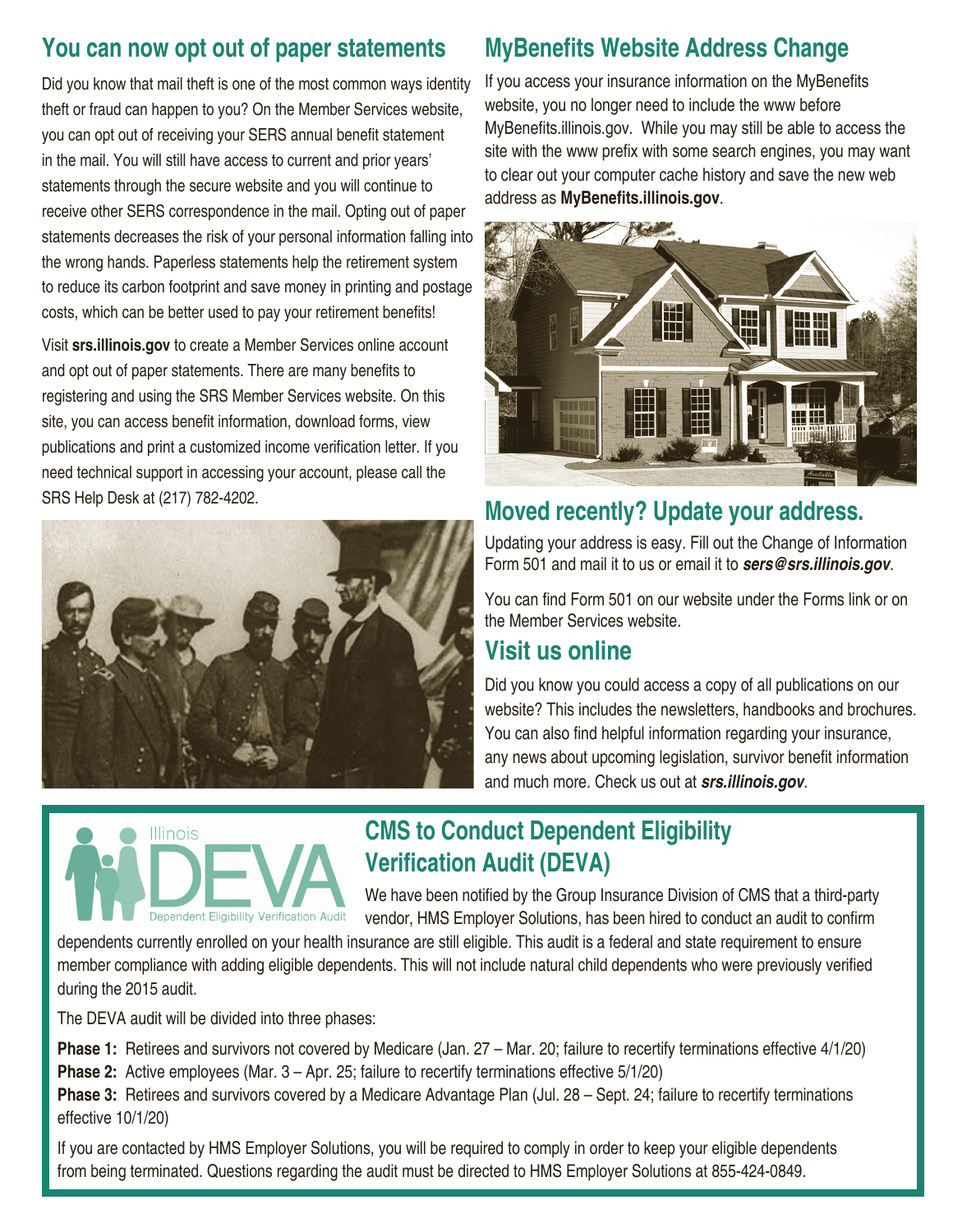## You can now opt out of paper statements

Did you know that mail theft is one of the most common ways identity theft or fraud can happen to you? On the Member Services website, you can opt out of receiving your SERS annual benefit statement in the mail. You will still have access to current and prior years' statements through the secure website and you will continue to receive other SERS correspondence in the mail. Opting out of paper statements decreases the risk of your personal information falling into the wrong hands. Paperless statements help the retirement system to reduce its carbon footprint and save money in printing and postage costs, which can be better used to pay your retirement benefits!

Visit **srs.illinois.gov** to create a Member Services online account and opt out of paper statements. There are many benefits to registering and using the SRS Member Services website. On this site, you can access benefit information, download forms, view publications and print a customized income verification letter. If you need technical support in accessing your account, please call the SRS Help Desk at (217) 782-4202.

## MyBenefits Website Address Change

If you access your insurance information on the MyBenefits website, you no longer need to include the www before MyBenefits.illinois.gov. While you may still be able to access the site with the www prefix with some search engines, you may want to clear out your computer cache history and save the new web address as **MyBenefits.illinois.gov**.

## Moved recently? Update your address.

Updating your address is easy. Fill out the Change of Information Form 501 and mail it to us or email it to ***sers@srs.illinois.gov***.

You can find Form 501 on our website under the Forms link or on the Member Services website.

## Visit us online

Did you know you could access a copy of all publications on our website? This includes the newsletters, handbooks and brochures. You can also find helpful information regarding your insurance, any news about upcoming legislation, survivor benefit information and much more. Check us out at ***srs.illinois.gov***.

## CMS to Conduct Dependent Eligibility Verification Audit (DEVA)

We have been notified by the Group Insurance Division of CMS that a third-party vendor, HMS Employer Solutions, has been hired to conduct an audit to confirm dependents currently enrolled on your health insurance are still eligible. This audit is a federal and state requirement to ensure member compliance with adding eligible dependents. This will not include natural child dependents who were previously verified during the 2015 audit.

The DEVA audit will be divided into three phases:

**Phase 1:** Retirees and survivors not covered by Medicare (Jan. 27 – Mar. 20; failure to recertify terminations effective 4/1/20)
**Phase 2:** Active employees (Mar. 3 – Apr. 25; failure to recertify terminations effective 5/1/20)
**Phase 3:** Retirees and survivors covered by a Medicare Advantage Plan (Jul. 28 – Sept. 24; failure to recertify terminations effective 10/1/20)

If you are contacted by HMS Employer Solutions, you will be required to comply in order to keep your eligible dependents from being terminated. Questions regarding the audit must be directed to HMS Employer Solutions at 855-424-0849.